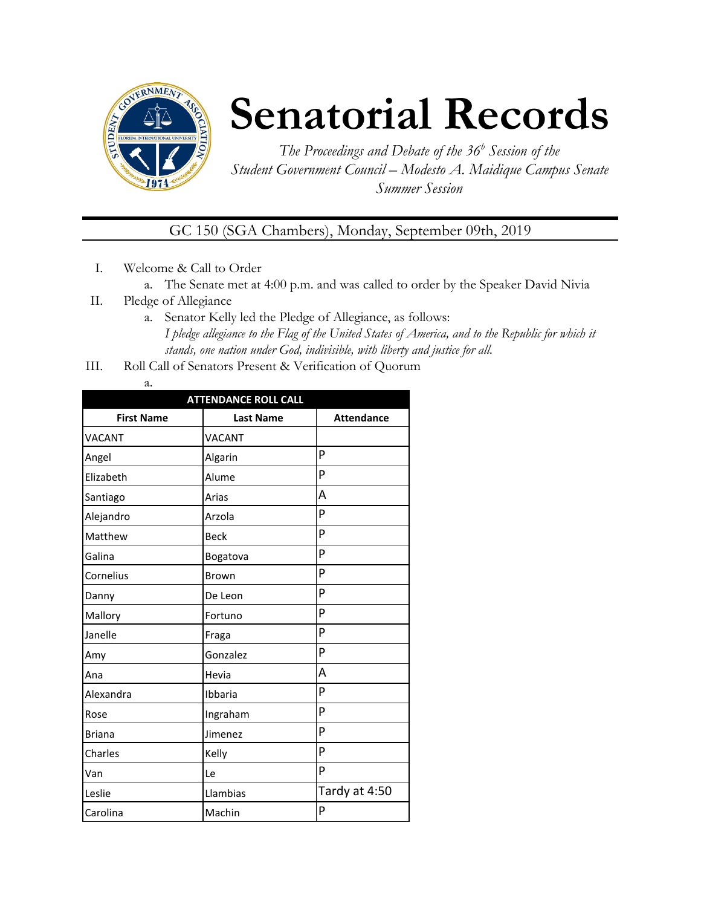# Senatorial Records

*The Proceedings and Debate of the 36[h] Session of the Student Government Council – Modesto A. Maidique Campus Senate Summer Session*

GC 150 (SGA Chambers), Monday, September 09th, 2019

I. Welcome & Call to Order
   a. The Senate met at 4:00 p.m. and was called to order by the Speaker David Nivia

II. Pledge of Allegiance
   a. Senator Kelly led the Pledge of Allegiance, as follows:
   *I pledge allegiance to the Flag of the United States of America, and to the Republic for which it stands, one nation under God, indivisible, with liberty and justice for all.*

III. Roll Call of Senators Present & Verification of Quorum
   a.

| ATTENDANCE ROLL CALL | | |
|---|---|---|
| **First Name** | **Last Name** | **Attendance** |
| VACANT | VACANT | |
| Angel | Algarin | P |
| Elizabeth | Alume | P |
| Santiago | Arias | A |
| Alejandro | Arzola | P |
| Matthew | Beck | P |
| Galina | Bogatova | P |
| Cornelius | Brown | P |
| Danny | De Leon | P |
| Mallory | Fortuno | P |
| Janelle | Fraga | P |
| Amy | Gonzalez | P |
| Ana | Hevia | A |
| Alexandra | Ibbaria | P |
| Rose | Ingraham | P |
| Briana | Jimenez | P |
| Charles | Kelly | P |
| Van | Le | P |
| Leslie | Llambias | Tardy at 4:50 |
| Carolina | Machin | P |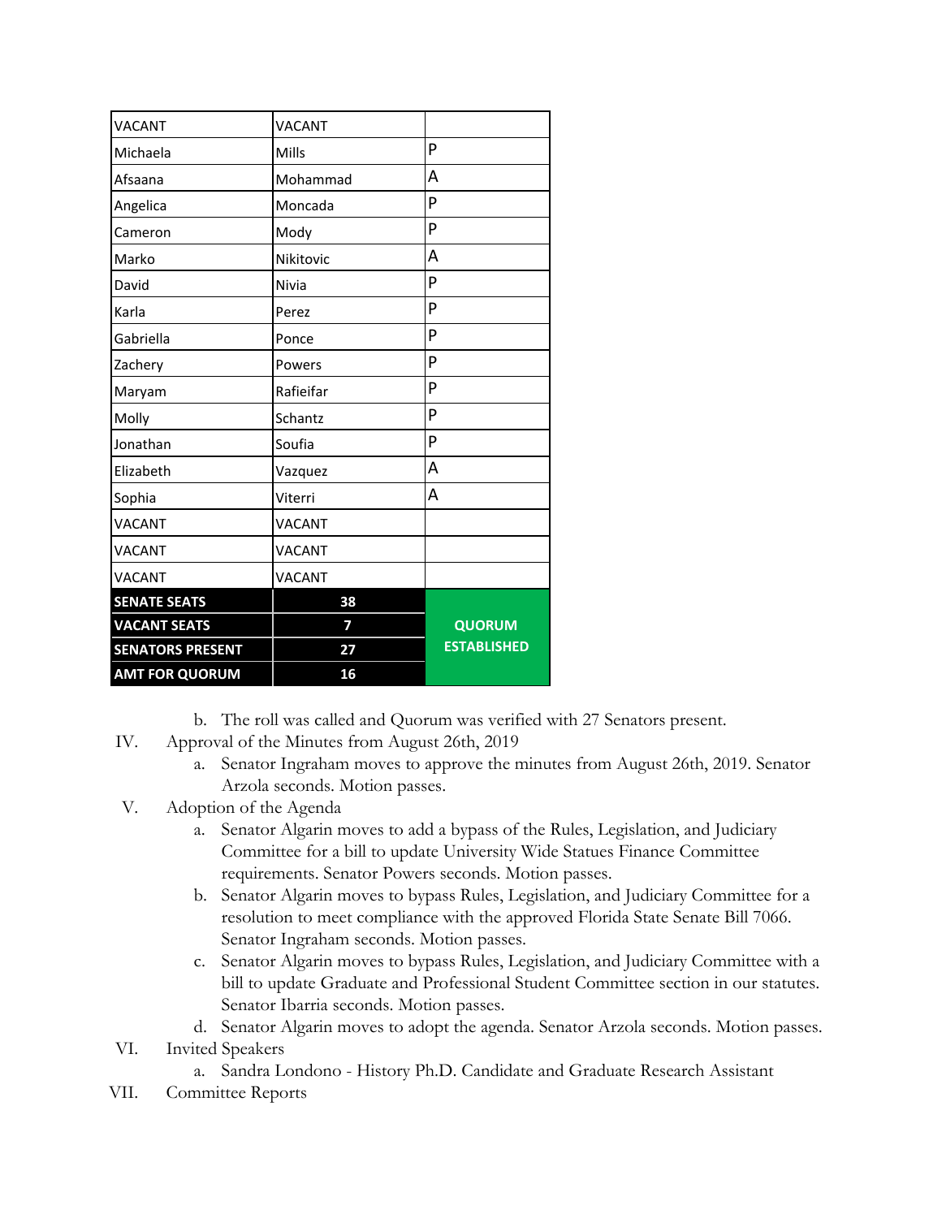| | | |
|---|---|---|
| VACANT | VACANT | |
| Michaela | Mills | P |
| Afsaana | Mohammad | A |
| Angelica | Moncada | P |
| Cameron | Mody | P |
| Marko | Nikitovic | A |
| David | Nivia | P |
| Karla | Perez | P |
| Gabriella | Ponce | P |
| Zachery | Powers | P |
| Maryam | Rafieifar | P |
| Molly | Schantz | P |
| Jonathan | Soufia | P |
| Elizabeth | Vazquez | A |
| Sophia | Viterri | A |
| VACANT | VACANT | |
| VACANT | VACANT | |
| VACANT | VACANT | |
| **SENATE SEATS** | **38** | **QUORUM ESTABLISHED** |
| **VACANT SEATS** | **7** | |
| **SENATORS PRESENT** | **27** | |
| **AMT FOR QUORUM** | **16** | |

b. The roll was called and Quorum was verified with 27 Senators present.

IV. Approval of the Minutes from August 26th, 2019

a. Senator Ingraham moves to approve the minutes from August 26th, 2019. Senator Arzola seconds. Motion passes.

V. Adoption of the Agenda

a. Senator Algarin moves to add a bypass of the Rules, Legislation, and Judiciary Committee for a bill to update University Wide Statues Finance Committee requirements. Senator Powers seconds. Motion passes.

b. Senator Algarin moves to bypass Rules, Legislation, and Judiciary Committee for a resolution to meet compliance with the approved Florida State Senate Bill 7066. Senator Ingraham seconds. Motion passes.

c. Senator Algarin moves to bypass Rules, Legislation, and Judiciary Committee with a bill to update Graduate and Professional Student Committee section in our statutes. Senator Ibarria seconds. Motion passes.

d. Senator Algarin moves to adopt the agenda. Senator Arzola seconds. Motion passes.

VI. Invited Speakers

a. Sandra Londono - History Ph.D. Candidate and Graduate Research Assistant

VII. Committee Reports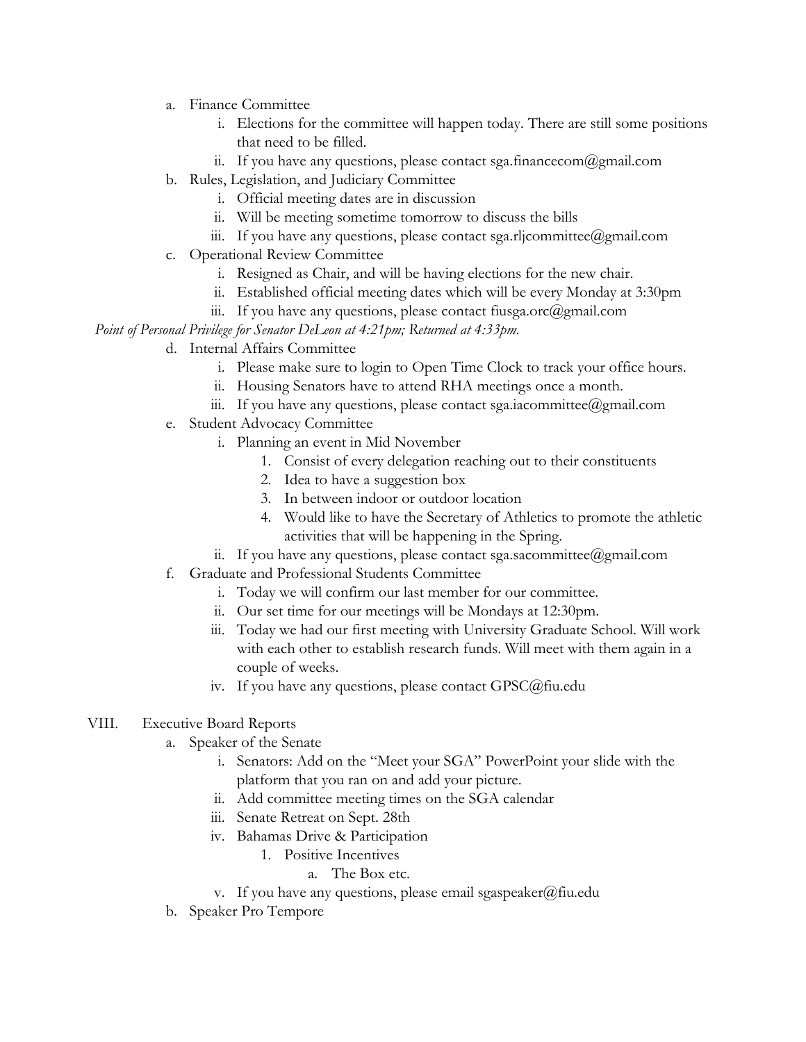a. Finance Committee
    i. Elections for the committee will happen today. There are still some positions that need to be filled.
    ii. If you have any questions, please contact sga.financecom@gmail.com
b. Rules, Legislation, and Judiciary Committee
    i. Official meeting dates are in discussion
    ii. Will be meeting sometime tomorrow to discuss the bills
    iii. If you have any questions, please contact sga.rljcommittee@gmail.com
c. Operational Review Committee
    i. Resigned as Chair, and will be having elections for the new chair.
    ii. Established official meeting dates which will be every Monday at 3:30pm
    iii. If you have any questions, please contact fiusga.orc@gmail.com

*Point of Personal Privilege for Senator DeLeon at 4:21pm; Returned at 4:33pm.*

d. Internal Affairs Committee
    i. Please make sure to login to Open Time Clock to track your office hours.
    ii. Housing Senators have to attend RHA meetings once a month.
    iii. If you have any questions, please contact sga.iacommittee@gmail.com
e. Student Advocacy Committee
    i. Planning an event in Mid November
        1. Consist of every delegation reaching out to their constituents
        2. Idea to have a suggestion box
        3. In between indoor or outdoor location
        4. Would like to have the Secretary of Athletics to promote the athletic activities that will be happening in the Spring.
    ii. If you have any questions, please contact sga.sacommittee@gmail.com
f. Graduate and Professional Students Committee
    i. Today we will confirm our last member for our committee.
    ii. Our set time for our meetings will be Mondays at 12:30pm.
    iii. Today we had our first meeting with University Graduate School. Will work with each other to establish research funds. Will meet with them again in a couple of weeks.
    iv. If you have any questions, please contact GPSC@fiu.edu

VIII. Executive Board Reports

a. Speaker of the Senate
    i. Senators: Add on the "Meet your SGA" PowerPoint your slide with the platform that you ran on and add your picture.
    ii. Add committee meeting times on the SGA calendar
    iii. Senate Retreat on Sept. 28th
    iv. Bahamas Drive & Participation
        1. Positive Incentives
            a. The Box etc.
    v. If you have any questions, please email sgaspeaker@fiu.edu
b. Speaker Pro Tempore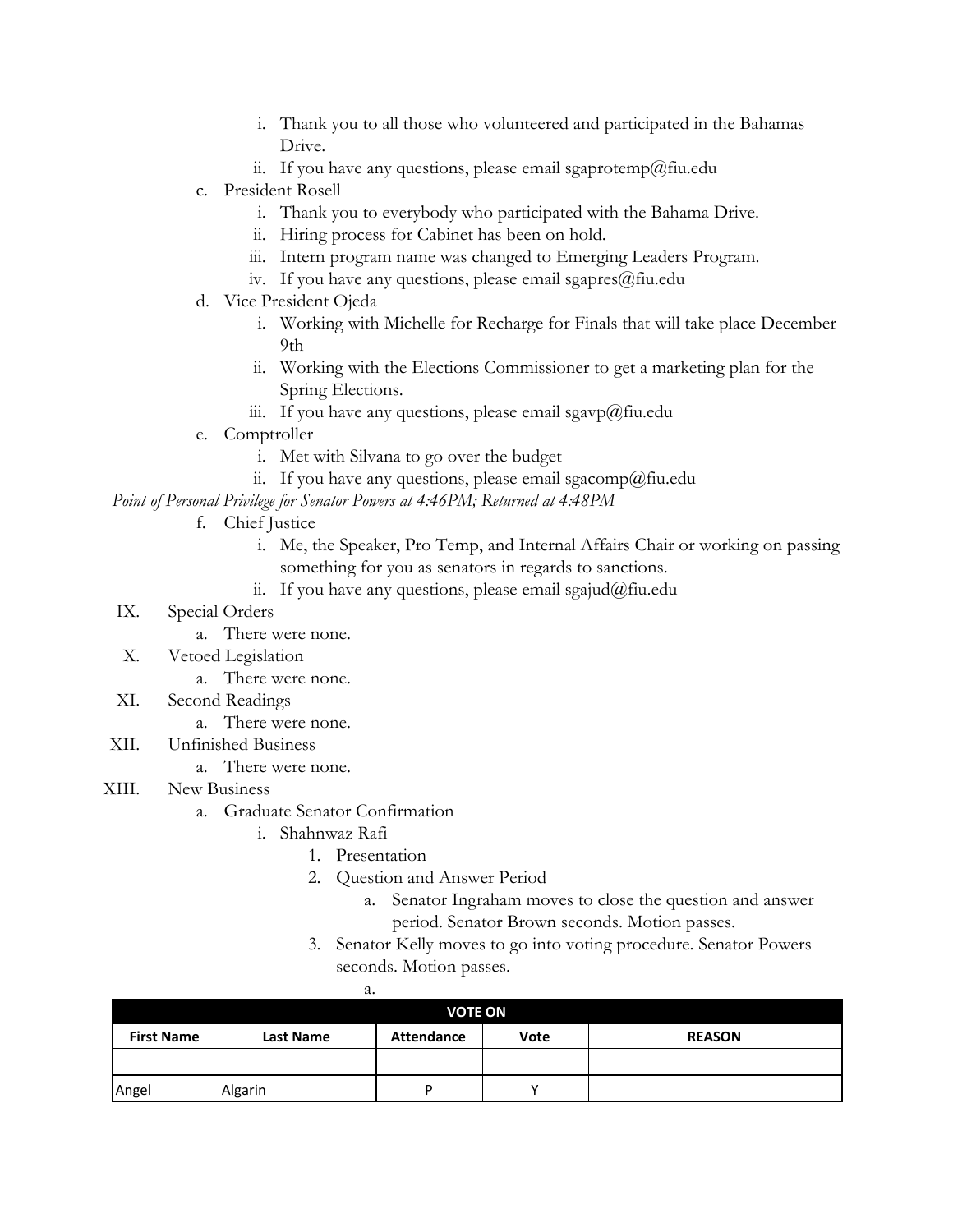i. Thank you to all those who volunteered and participated in the Bahamas Drive.
        ii. If you have any questions, please email sgaprotemp@fiu.edu
    c. President Rosell
        i. Thank you to everybody who participated with the Bahama Drive.
        ii. Hiring process for Cabinet has been on hold.
        iii. Intern program name was changed to Emerging Leaders Program.
        iv. If you have any questions, please email sgapres@fiu.edu
    d. Vice President Ojeda
        i. Working with Michelle for Recharge for Finals that will take place December 9th
        ii. Working with the Elections Commissioner to get a marketing plan for the Spring Elections.
        iii. If you have any questions, please email sgavp@fiu.edu
    e. Comptroller
        i. Met with Silvana to go over the budget
        ii. If you have any questions, please email sgacomp@fiu.edu

*Point of Personal Privilege for Senator Powers at 4:46PM; Returned at 4:48PM*

    f. Chief Justice
        i. Me, the Speaker, Pro Temp, and Internal Affairs Chair or working on passing something for you as senators in regards to sanctions.
        ii. If you have any questions, please email sgajud@fiu.edu

IX. Special Orders
    a. There were none.

X. Vetoed Legislation
    a. There were none.

XI. Second Readings
    a. There were none.

XII. Unfinished Business
    a. There were none.

XIII. New Business
    a. Graduate Senator Confirmation
        i. Shahnwaz Rafi
            1. Presentation
            2. Question and Answer Period
                a. Senator Ingraham moves to close the question and answer period. Senator Brown seconds. Motion passes.
            3. Senator Kelly moves to go into voting procedure. Senator Powers seconds. Motion passes.
                a.

| VOTE ON | | | | |
|---|---|---|---|---|
| **First Name** | **Last Name** | **Attendance** | **Vote** | **REASON** |
| | | | | |
| Angel | Algarin | P | Y | |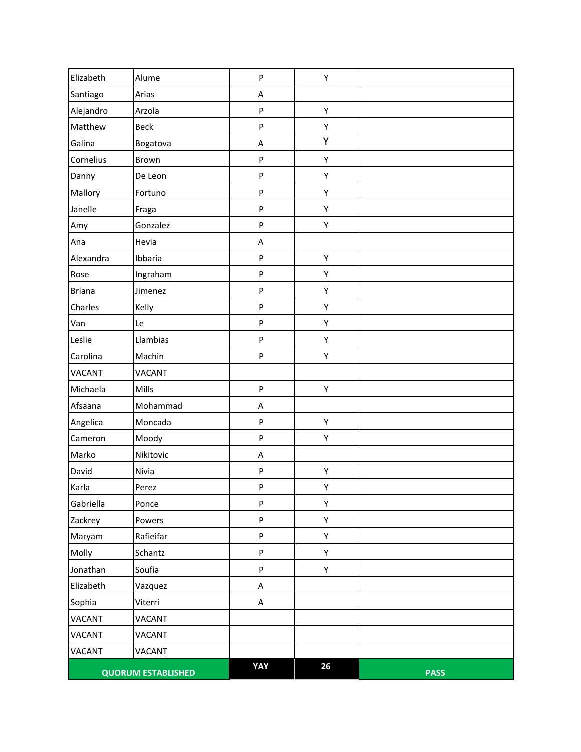| | | | | |
|---|---|---|---|---|
| Elizabeth | Alume | P | Y | |
| Santiago | Arias | A | | |
| Alejandro | Arzola | P | Y | |
| Matthew | Beck | P | Y | |
| Galina | Bogatova | A | Y | |
| Cornelius | Brown | P | Y | |
| Danny | De Leon | P | Y | |
| Mallory | Fortuno | P | Y | |
| Janelle | Fraga | P | Y | |
| Amy | Gonzalez | P | Y | |
| Ana | Hevia | A | | |
| Alexandra | Ibbaria | P | Y | |
| Rose | Ingraham | P | Y | |
| Briana | Jimenez | P | Y | |
| Charles | Kelly | P | Y | |
| Van | Le | P | Y | |
| Leslie | Llambias | P | Y | |
| Carolina | Machin | P | Y | |
| VACANT | VACANT | | | |
| Michaela | Mills | P | Y | |
| Afsaana | Mohammad | A | | |
| Angelica | Moncada | P | Y | |
| Cameron | Moody | P | Y | |
| Marko | Nikitovic | A | | |
| David | Nivia | P | Y | |
| Karla | Perez | P | Y | |
| Gabriella | Ponce | P | Y | |
| Zackrey | Powers | P | Y | |
| Maryam | Rafieifar | P | Y | |
| Molly | Schantz | P | Y | |
| Jonathan | Soufia | P | Y | |
| Elizabeth | Vazquez | A | | |
| Sophia | Viterri | A | | |
| VACANT | VACANT | | | |
| VACANT | VACANT | | | |
| VACANT | VACANT | | | |
| **QUORUM ESTABLISHED** | | **YAY** | **26** | **PASS** |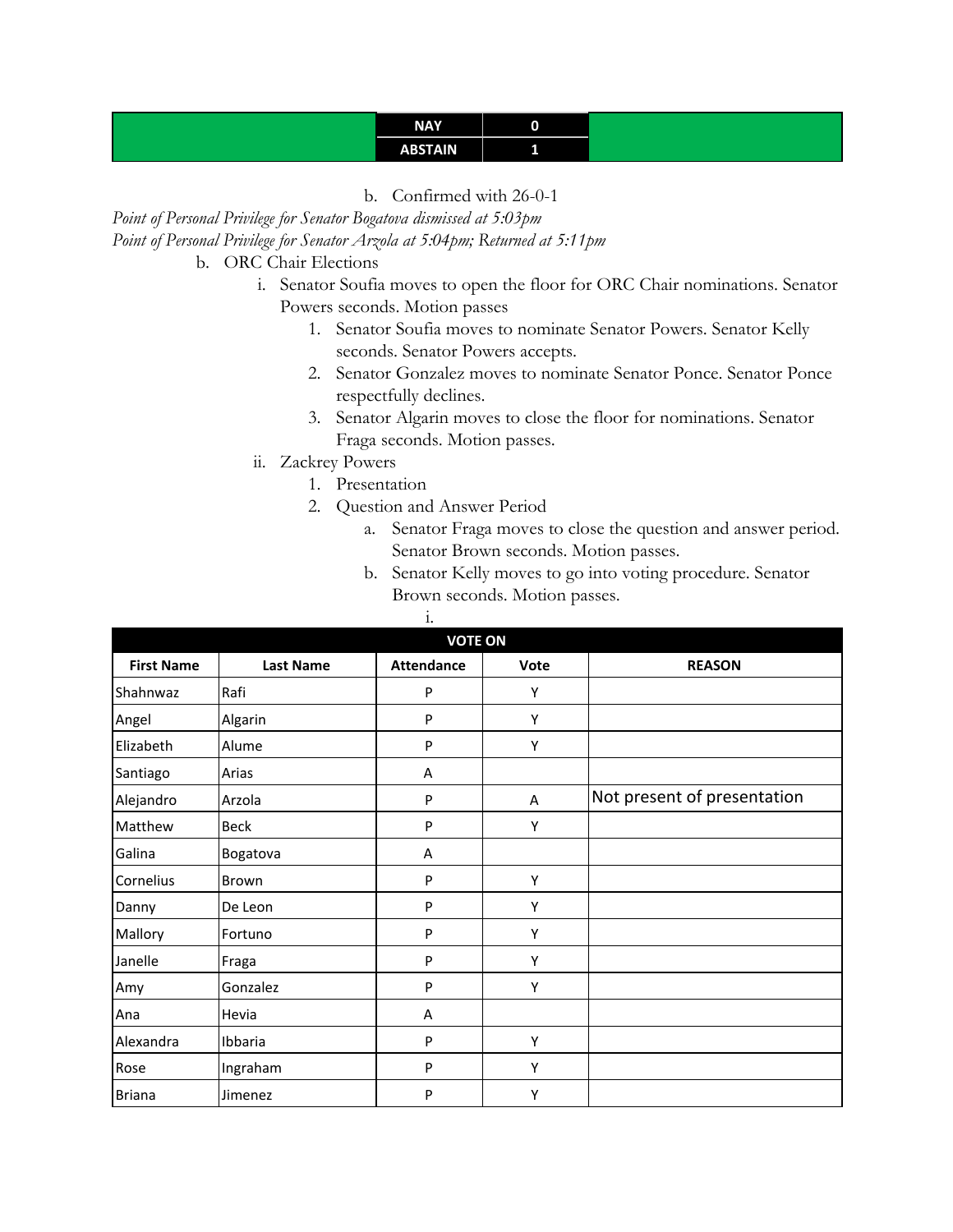| | NAY | 0 | |
|---|---|---|---|
| | ABSTAIN | 1 | |

b. Confirmed with 26-0-1

*Point of Personal Privilege for Senator Bogatova dismissed at 5:03pm*

*Point of Personal Privilege for Senator Arzola at 5:04pm; Returned at 5:11pm*

b. ORC Chair Elections
   i. Senator Soufia moves to open the floor for ORC Chair nominations. Senator Powers seconds. Motion passes
      1. Senator Soufia moves to nominate Senator Powers. Senator Kelly seconds. Senator Powers accepts.
      2. Senator Gonzalez moves to nominate Senator Ponce. Senator Ponce respectfully declines.
      3. Senator Algarin moves to close the floor for nominations. Senator Fraga seconds. Motion passes.
   ii. Zackrey Powers
      1. Presentation
      2. Question and Answer Period
         a. Senator Fraga moves to close the question and answer period. Senator Brown seconds. Motion passes.
         b. Senator Kelly moves to go into voting procedure. Senator Brown seconds. Motion passes.
            i.

| VOTE ON | | | | |
|---|---|---|---|---|
| **First Name** | **Last Name** | **Attendance** | **Vote** | **REASON** |
| Shahnwaz | Rafi | P | Y | |
| Angel | Algarin | P | Y | |
| Elizabeth | Alume | P | Y | |
| Santiago | Arias | A | | |
| Alejandro | Arzola | P | A | Not present of presentation |
| Matthew | Beck | P | Y | |
| Galina | Bogatova | A | | |
| Cornelius | Brown | P | Y | |
| Danny | De Leon | P | Y | |
| Mallory | Fortuno | P | Y | |
| Janelle | Fraga | P | Y | |
| Amy | Gonzalez | P | Y | |
| Ana | Hevia | A | | |
| Alexandra | Ibbaria | P | Y | |
| Rose | Ingraham | P | Y | |
| Briana | Jimenez | P | Y | |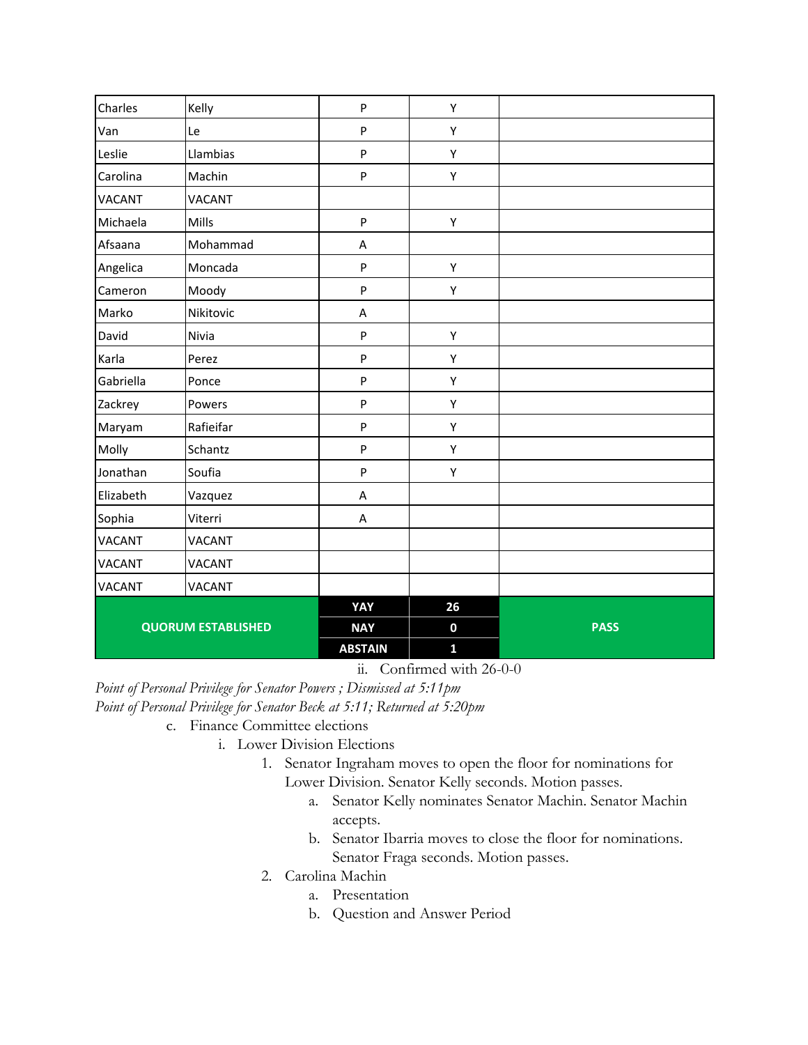| Charles | Kelly | P | Y | |
|---|---|---|---|---|
| Van | Le | P | Y | |
| Leslie | Llambias | P | Y | |
| Carolina | Machin | P | Y | |
| VACANT | VACANT | | | |
| Michaela | Mills | P | Y | |
| Afsaana | Mohammad | A | | |
| Angelica | Moncada | P | Y | |
| Cameron | Moody | P | Y | |
| Marko | Nikitovic | A | | |
| David | Nivia | P | Y | |
| Karla | Perez | P | Y | |
| Gabriella | Ponce | P | Y | |
| Zackrey | Powers | P | Y | |
| Maryam | Rafieifar | P | Y | |
| Molly | Schantz | P | Y | |
| Jonathan | Soufia | P | Y | |
| Elizabeth | Vazquez | A | | |
| Sophia | Viterri | A | | |
| VACANT | VACANT | | | |
| VACANT | VACANT | | | |
| VACANT | VACANT | | | |
| **QUORUM ESTABLISHED** | | **YAY** | **26** | **PASS** |
| | | **NAY** | **0** | |
| | | **ABSTAIN** | **1** | |

ii. Confirmed with 26-0-0

*Point of Personal Privilege for Senator Powers ; Dismissed at 5:11pm*

*Point of Personal Privilege for Senator Beck at 5:11; Returned at 5:20pm*

c. Finance Committee elections
   i. Lower Division Elections
      1. Senator Ingraham moves to open the floor for nominations for Lower Division. Senator Kelly seconds. Motion passes.
         a. Senator Kelly nominates Senator Machin. Senator Machin accepts.
         b. Senator Ibarria moves to close the floor for nominations. Senator Fraga seconds. Motion passes.
      2. Carolina Machin
         a. Presentation
         b. Question and Answer Period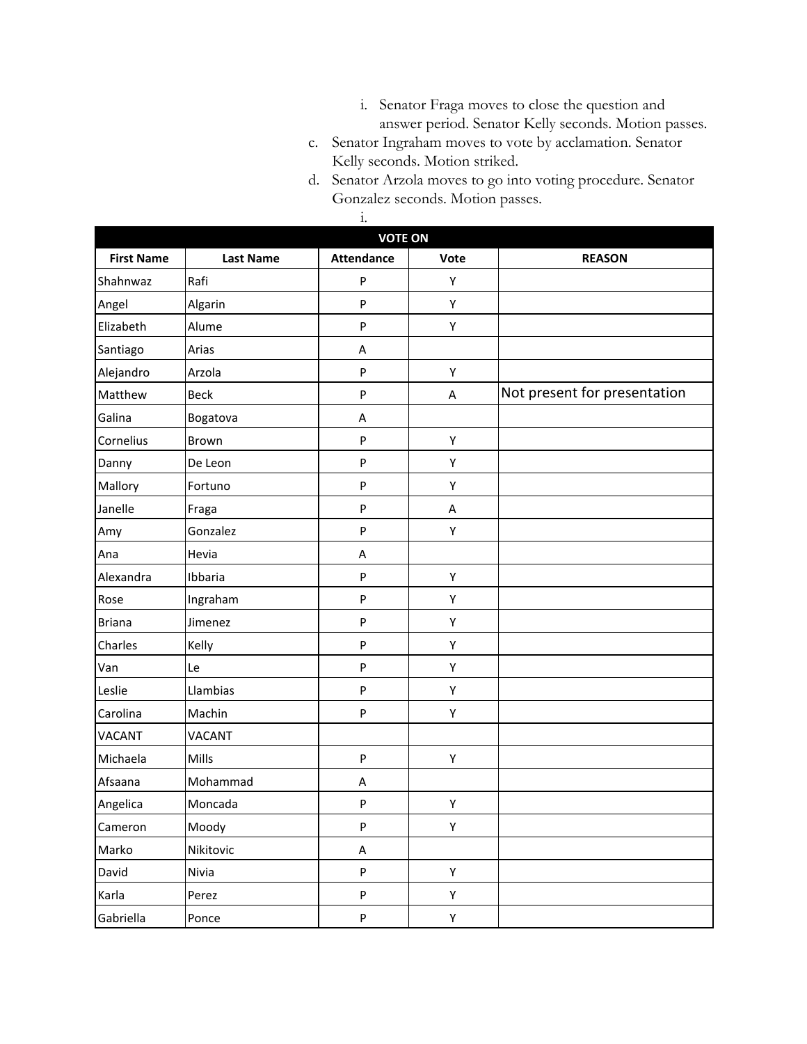i. Senator Fraga moves to close the question and answer period. Senator Kelly seconds. Motion passes.

c. Senator Ingraham moves to vote by acclamation. Senator Kelly seconds. Motion striked.

d. Senator Arzola moves to go into voting procedure. Senator Gonzalez seconds. Motion passes.

i.

| VOTE ON | | | | |
|---|---|---|---|---|
| **First Name** | **Last Name** | **Attendance** | **Vote** | **REASON** |
| Shahnwaz | Rafi | P | Y | |
| Angel | Algarin | P | Y | |
| Elizabeth | Alume | P | Y | |
| Santiago | Arias | A | | |
| Alejandro | Arzola | P | Y | |
| Matthew | Beck | P | A | Not present for presentation |
| Galina | Bogatova | A | | |
| Cornelius | Brown | P | Y | |
| Danny | De Leon | P | Y | |
| Mallory | Fortuno | P | Y | |
| Janelle | Fraga | P | A | |
| Amy | Gonzalez | P | Y | |
| Ana | Hevia | A | | |
| Alexandra | Ibbaria | P | Y | |
| Rose | Ingraham | P | Y | |
| Briana | Jimenez | P | Y | |
| Charles | Kelly | P | Y | |
| Van | Le | P | Y | |
| Leslie | Llambias | P | Y | |
| Carolina | Machin | P | Y | |
| VACANT | VACANT | | | |
| Michaela | Mills | P | Y | |
| Afsaana | Mohammad | A | | |
| Angelica | Moncada | P | Y | |
| Cameron | Moody | P | Y | |
| Marko | Nikitovic | A | | |
| David | Nivia | P | Y | |
| Karla | Perez | P | Y | |
| Gabriella | Ponce | P | Y | |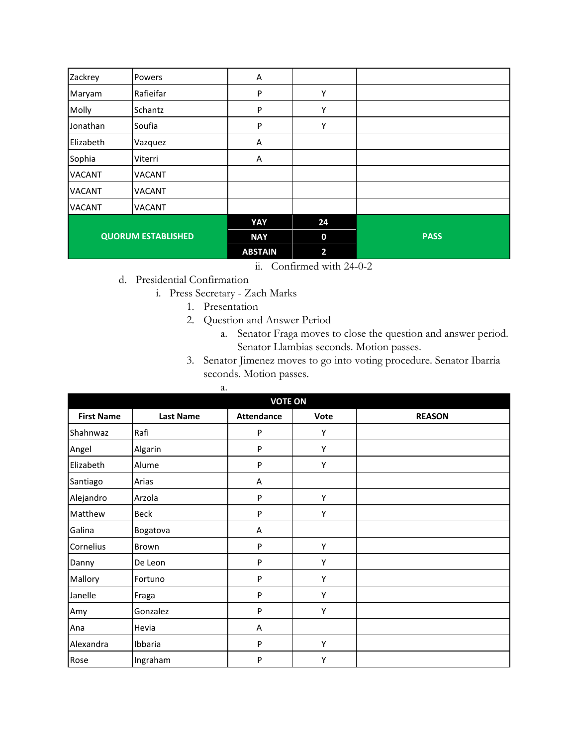| | | | | |
|---|---|---|---|---|
| Zackrey | Powers | A | | |
| Maryam | Rafieifar | P | Y | |
| Molly | Schantz | P | Y | |
| Jonathan | Soufia | P | Y | |
| Elizabeth | Vazquez | A | | |
| Sophia | Viterri | A | | |
| VACANT | VACANT | | | |
| VACANT | VACANT | | | |
| VACANT | VACANT | | | |
| **QUORUM ESTABLISHED** | | **YAY** | **24** | **PASS** |
| | | **NAY** | **0** | |
| | | **ABSTAIN** | **2** | |

ii. Confirmed with 24-0-2

d. Presidential Confirmation

i. Press Secretary - Zach Marks

1. Presentation
2. Question and Answer Period
   a. Senator Fraga moves to close the question and answer period. Senator Llambias seconds. Motion passes.
3. Senator Jimenez moves to go into voting procedure. Senator Ibarria seconds. Motion passes.
   a.

| **VOTE ON** | | | | |
|---|---|---|---|---|
| **First Name** | **Last Name** | **Attendance** | **Vote** | **REASON** |
| Shahnwaz | Rafi | P | Y | |
| Angel | Algarin | P | Y | |
| Elizabeth | Alume | P | Y | |
| Santiago | Arias | A | | |
| Alejandro | Arzola | P | Y | |
| Matthew | Beck | P | Y | |
| Galina | Bogatova | A | | |
| Cornelius | Brown | P | Y | |
| Danny | De Leon | P | Y | |
| Mallory | Fortuno | P | Y | |
| Janelle | Fraga | P | Y | |
| Amy | Gonzalez | P | Y | |
| Ana | Hevia | A | | |
| Alexandra | Ibbaria | P | Y | |
| Rose | Ingraham | P | Y | |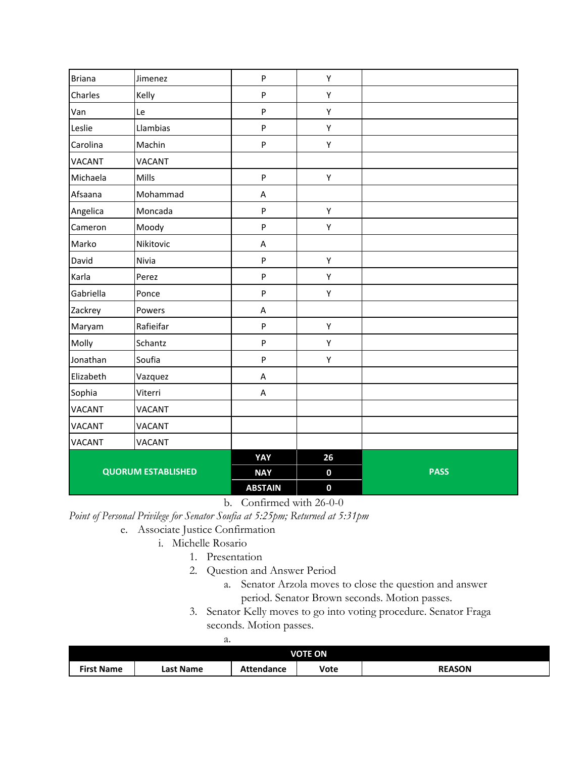| | | | | |
|---|---|---|---|---|
| Briana | Jimenez | P | Y | |
| Charles | Kelly | P | Y | |
| Van | Le | P | Y | |
| Leslie | Llambias | P | Y | |
| Carolina | Machin | P | Y | |
| VACANT | VACANT | | | |
| Michaela | Mills | P | Y | |
| Afsaana | Mohammad | A | | |
| Angelica | Moncada | P | Y | |
| Cameron | Moody | P | Y | |
| Marko | Nikitovic | A | | |
| David | Nivia | P | Y | |
| Karla | Perez | P | Y | |
| Gabriella | Ponce | P | Y | |
| Zackrey | Powers | A | | |
| Maryam | Rafieifar | P | Y | |
| Molly | Schantz | P | Y | |
| Jonathan | Soufia | P | Y | |
| Elizabeth | Vazquez | A | | |
| Sophia | Viterri | A | | |
| VACANT | VACANT | | | |
| VACANT | VACANT | | | |
| VACANT | VACANT | | | |
| **QUORUM ESTABLISHED** | | **YAY** | **26** | **PASS** |
| | | **NAY** | **0** | |
| | | **ABSTAIN** | **0** | |

b. Confirmed with 26-0-0

*Point of Personal Privilege for Senator Soufia at 5:25pm; Returned at 5:31pm*

e. Associate Justice Confirmation
   i. Michelle Rosario
      1. Presentation
      2. Question and Answer Period
         a. Senator Arzola moves to close the question and answer period. Senator Brown seconds. Motion passes.
      3. Senator Kelly moves to go into voting procedure. Senator Fraga seconds. Motion passes.
         a.

| **VOTE ON** | | | | |
|---|---|---|---|---|
| **First Name** | **Last Name** | **Attendance** | **Vote** | **REASON** |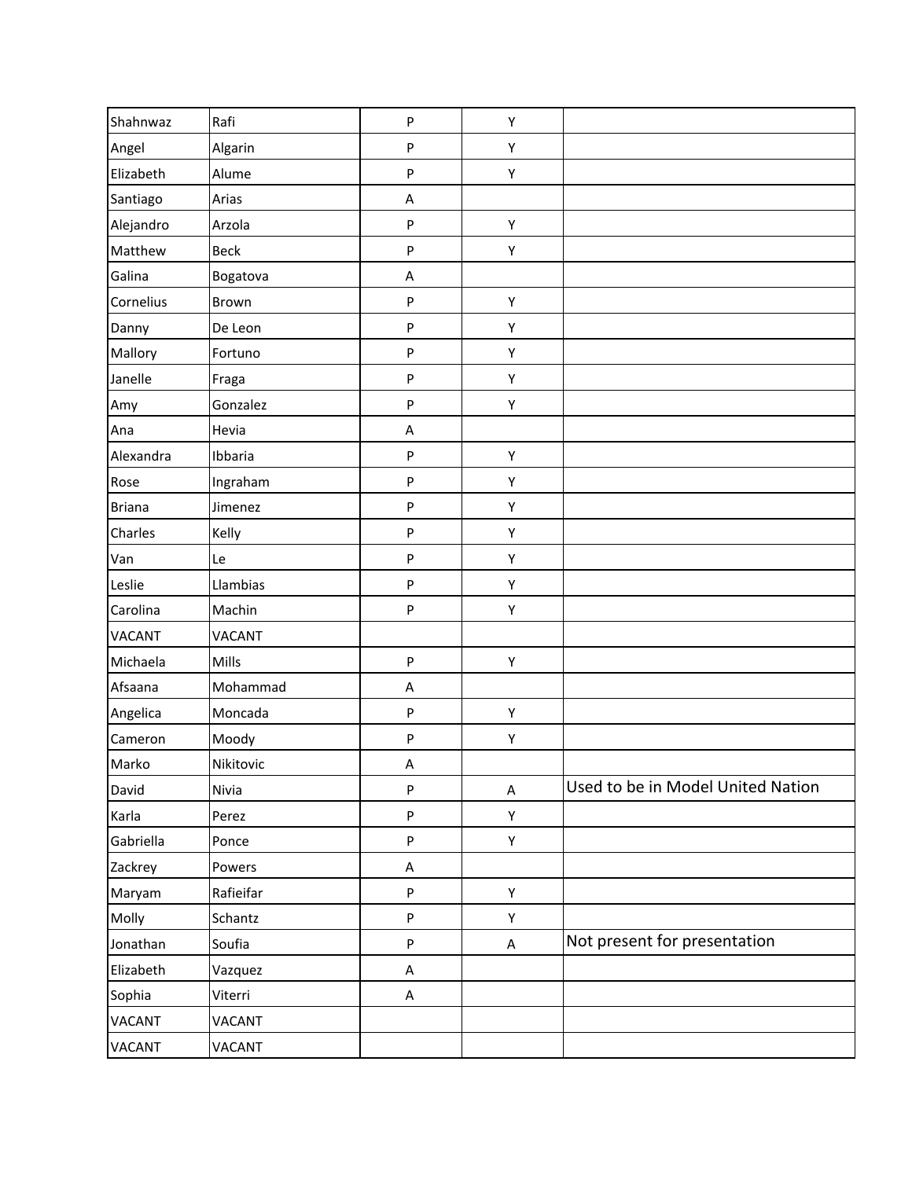| | | | | |
|---|---|---|---|---|
| Shahnwaz | Rafi | P | Y | |
| Angel | Algarin | P | Y | |
| Elizabeth | Alume | P | Y | |
| Santiago | Arias | A | | |
| Alejandro | Arzola | P | Y | |
| Matthew | Beck | P | Y | |
| Galina | Bogatova | A | | |
| Cornelius | Brown | P | Y | |
| Danny | De Leon | P | Y | |
| Mallory | Fortuno | P | Y | |
| Janelle | Fraga | P | Y | |
| Amy | Gonzalez | P | Y | |
| Ana | Hevia | A | | |
| Alexandra | Ibbaria | P | Y | |
| Rose | Ingraham | P | Y | |
| Briana | Jimenez | P | Y | |
| Charles | Kelly | P | Y | |
| Van | Le | P | Y | |
| Leslie | Llambias | P | Y | |
| Carolina | Machin | P | Y | |
| VACANT | VACANT | | | |
| Michaela | Mills | P | Y | |
| Afsaana | Mohammad | A | | |
| Angelica | Moncada | P | Y | |
| Cameron | Moody | P | Y | |
| Marko | Nikitovic | A | | |
| David | Nivia | P | A | Used to be in Model United Nation |
| Karla | Perez | P | Y | |
| Gabriella | Ponce | P | Y | |
| Zackrey | Powers | A | | |
| Maryam | Rafieifar | P | Y | |
| Molly | Schantz | P | Y | |
| Jonathan | Soufia | P | A | Not present for presentation |
| Elizabeth | Vazquez | A | | |
| Sophia | Viterri | A | | |
| VACANT | VACANT | | | |
| VACANT | VACANT | | | |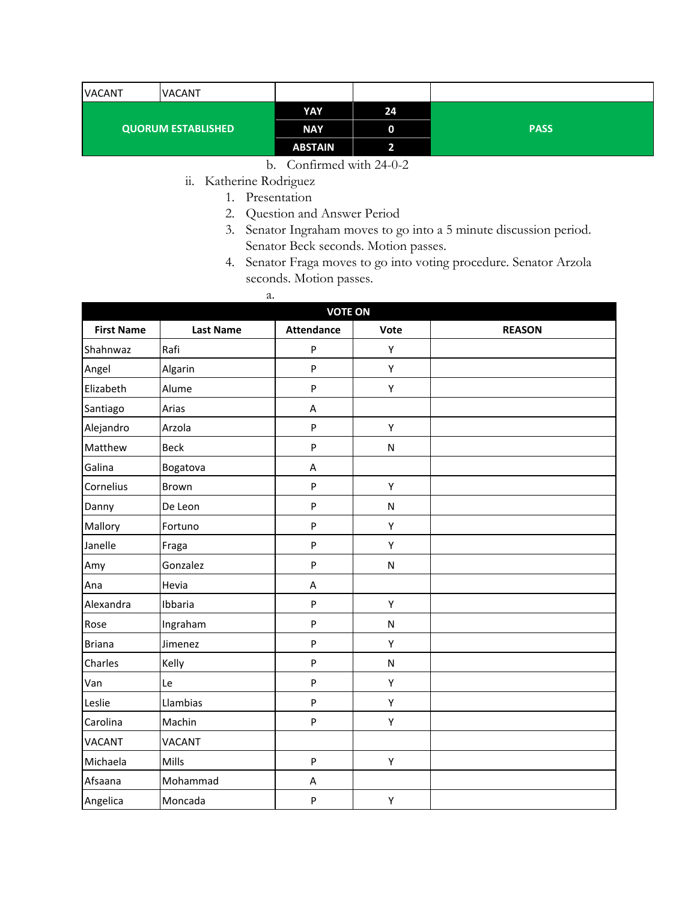| VACANT | VACANT | | | |
|---|---|---|---|---|
| QUORUM ESTABLISHED | | YAY | 24 | PASS |
| | | NAY | 0 | |
| | | ABSTAIN | 2 | |

b. Confirmed with 24-0-2

ii. Katherine Rodriguez

1. Presentation
2. Question and Answer Period
3. Senator Ingraham moves to go into a 5 minute discussion period. Senator Beck seconds. Motion passes.
4. Senator Fraga moves to go into voting procedure. Senator Arzola seconds. Motion passes.

a.

| VOTE ON | | | | |
|---|---|---|---|---|
| **First Name** | **Last Name** | **Attendance** | **Vote** | **REASON** |
| Shahnwaz | Rafi | P | Y | |
| Angel | Algarin | P | Y | |
| Elizabeth | Alume | P | Y | |
| Santiago | Arias | A | | |
| Alejandro | Arzola | P | Y | |
| Matthew | Beck | P | N | |
| Galina | Bogatova | A | | |
| Cornelius | Brown | P | Y | |
| Danny | De Leon | P | N | |
| Mallory | Fortuno | P | Y | |
| Janelle | Fraga | P | Y | |
| Amy | Gonzalez | P | N | |
| Ana | Hevia | A | | |
| Alexandra | Ibbaria | P | Y | |
| Rose | Ingraham | P | N | |
| Briana | Jimenez | P | Y | |
| Charles | Kelly | P | N | |
| Van | Le | P | Y | |
| Leslie | Llambias | P | Y | |
| Carolina | Machin | P | Y | |
| VACANT | VACANT | | | |
| Michaela | Mills | P | Y | |
| Afsaana | Mohammad | A | | |
| Angelica | Moncada | P | Y | |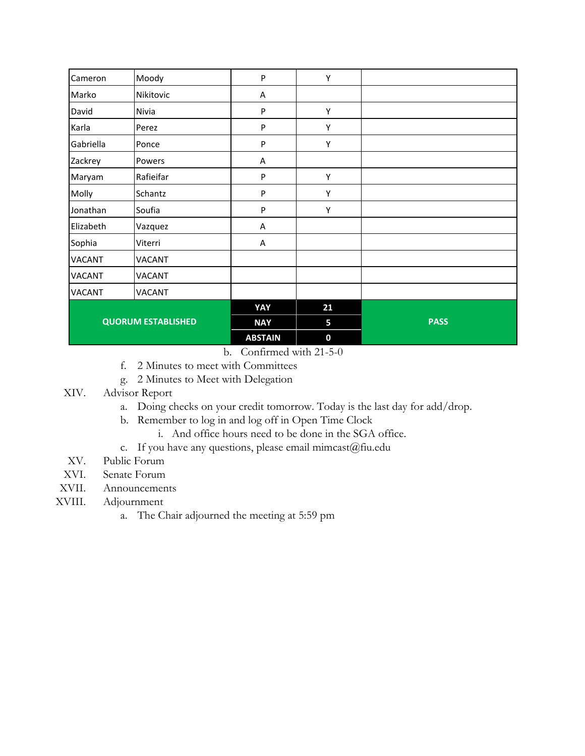| | | | | |
|---|---|---|---|---|
| Cameron | Moody | P | Y | |
| Marko | Nikitovic | A | | |
| David | Nivia | P | Y | |
| Karla | Perez | P | Y | |
| Gabriella | Ponce | P | Y | |
| Zackrey | Powers | A | | |
| Maryam | Rafieifar | P | Y | |
| Molly | Schantz | P | Y | |
| Jonathan | Soufia | P | Y | |
| Elizabeth | Vazquez | A | | |
| Sophia | Viterri | A | | |
| VACANT | VACANT | | | |
| VACANT | VACANT | | | |
| VACANT | VACANT | | | |
| **QUORUM ESTABLISHED** | | **YAY** | **21** | **PASS** |
| | | **NAY** | **5** | |
| | | **ABSTAIN** | **0** | |

b. Confirmed with 21-5-0

f. 2 Minutes to meet with Committees

g. 2 Minutes to Meet with Delegation

XIV. Advisor Report

a. Doing checks on your credit tomorrow. Today is the last day for add/drop.

b. Remember to log in and log off in Open Time Clock

i. And office hours need to be done in the SGA office.

c. If you have any questions, please email mimcast@fiu.edu

XV. Public Forum

XVI. Senate Forum

XVII. Announcements

XVIII. Adjournment

a. The Chair adjourned the meeting at 5:59 pm